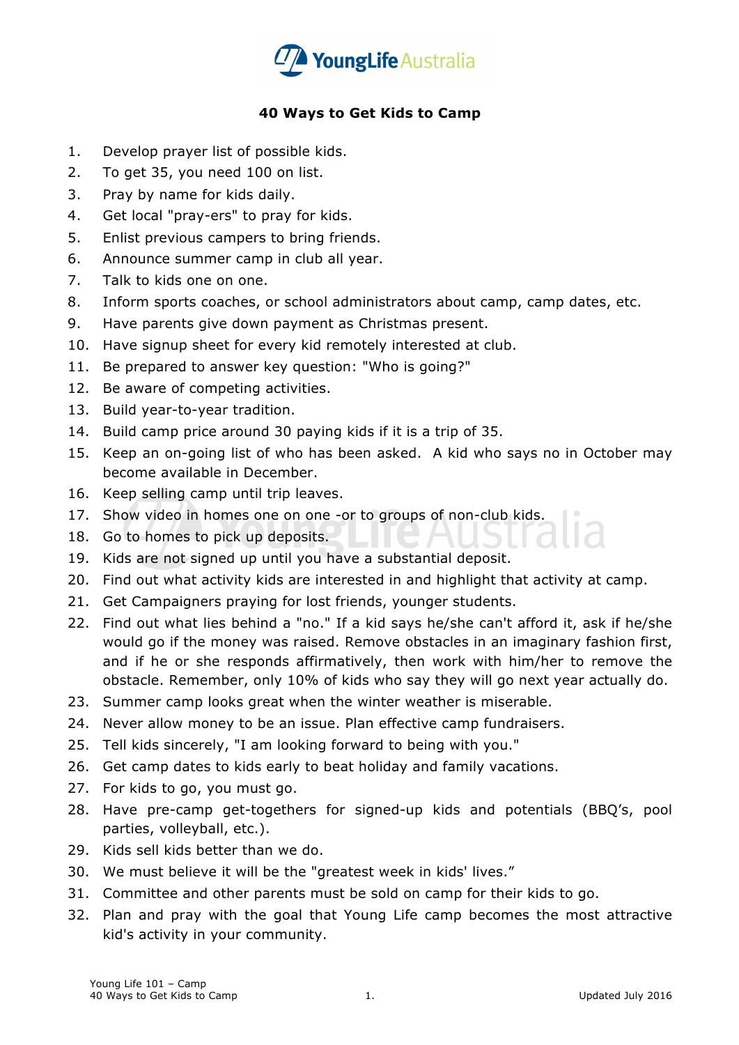# 40 Ways to Get Kids to Camp

1. Develop prayer list of possible kids.
2. To get 35, you need 100 on list.
3. Pray by name for kids daily.
4. Get local "pray-ers" to pray for kids.
5. Enlist previous campers to bring friends.
6. Announce summer camp in club all year.
7. Talk to kids one on one.
8. Inform sports coaches, or school administrators about camp, camp dates, etc.
9. Have parents give down payment as Christmas present.
10. Have signup sheet for every kid remotely interested at club.
11. Be prepared to answer key question: "Who is going?"
12. Be aware of competing activities.
13. Build year-to-year tradition.
14. Build camp price around 30 paying kids if it is a trip of 35.
15. Keep an on-going list of who has been asked. A kid who says no in October may become available in December.
16. Keep selling camp until trip leaves.
17. Show video in homes one on one -or to groups of non-club kids.
18. Go to homes to pick up deposits.
19. Kids are not signed up until you have a substantial deposit.
20. Find out what activity kids are interested in and highlight that activity at camp.
21. Get Campaigners praying for lost friends, younger students.
22. Find out what lies behind a "no." If a kid says he/she can't afford it, ask if he/she would go if the money was raised. Remove obstacles in an imaginary fashion first, and if he or she responds affirmatively, then work with him/her to remove the obstacle. Remember, only 10% of kids who say they will go next year actually do.
23. Summer camp looks great when the winter weather is miserable.
24. Never allow money to be an issue. Plan effective camp fundraisers.
25. Tell kids sincerely, "I am looking forward to being with you."
26. Get camp dates to kids early to beat holiday and family vacations.
27. For kids to go, you must go.
28. Have pre-camp get-togethers for signed-up kids and potentials (BBQ's, pool parties, volleyball, etc.).
29. Kids sell kids better than we do.
30. We must believe it will be the "greatest week in kids' lives."
31. Committee and other parents must be sold on camp for their kids to go.
32. Plan and pray with the goal that Young Life camp becomes the most attractive kid's activity in your community.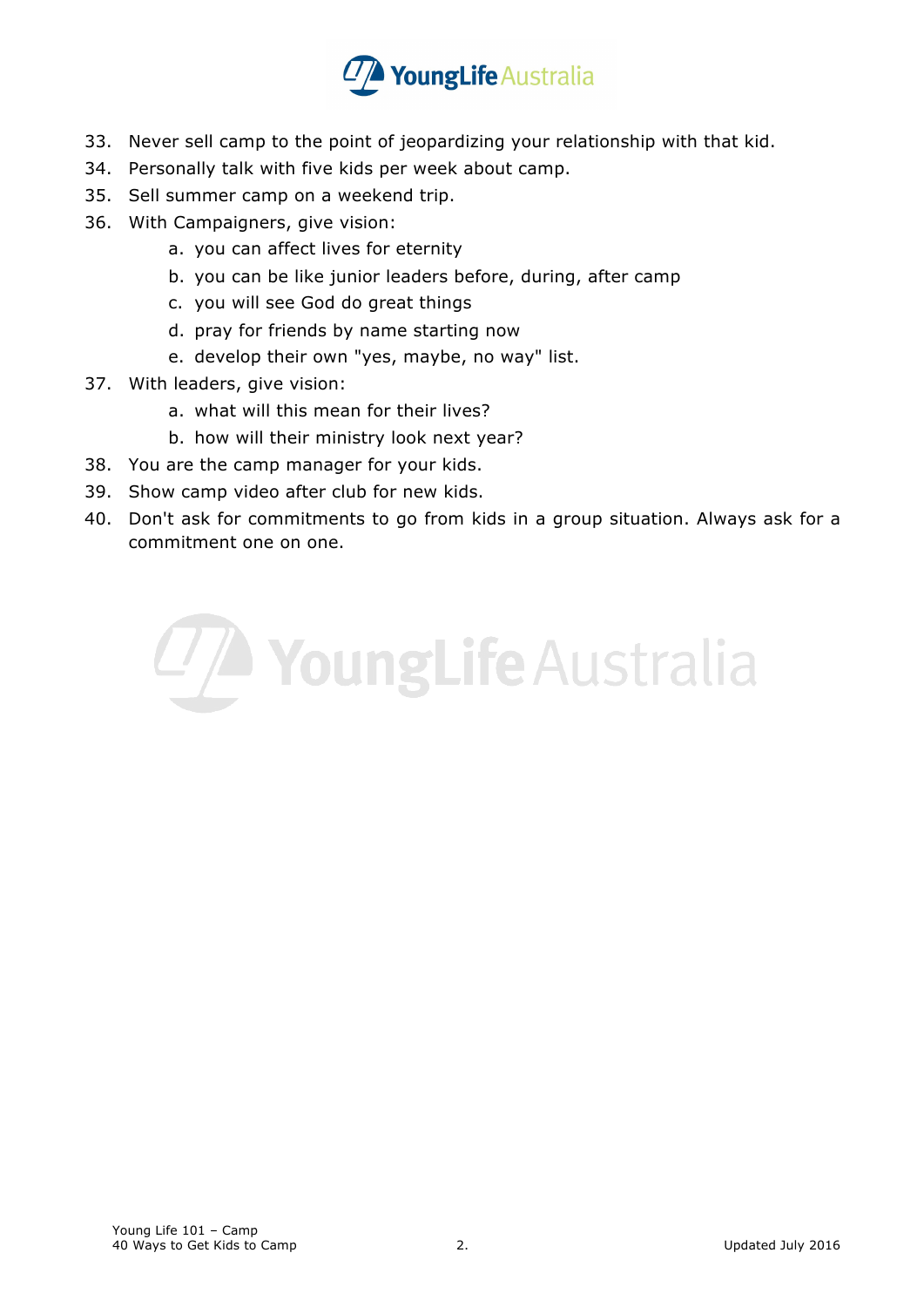33. Never sell camp to the point of jeopardizing your relationship with that kid.
34. Personally talk with five kids per week about camp.
35. Sell summer camp on a weekend trip.
36. With Campaigners, give vision:
    a. you can affect lives for eternity
    b. you can be like junior leaders before, during, after camp
    c. you will see God do great things
    d. pray for friends by name starting now
    e. develop their own "yes, maybe, no way" list.
37. With leaders, give vision:
    a. what will this mean for their lives?
    b. how will their ministry look next year?
38. You are the camp manager for your kids.
39. Show camp video after club for new kids.
40. Don't ask for commitments to go from kids in a group situation. Always ask for a commitment one on one.